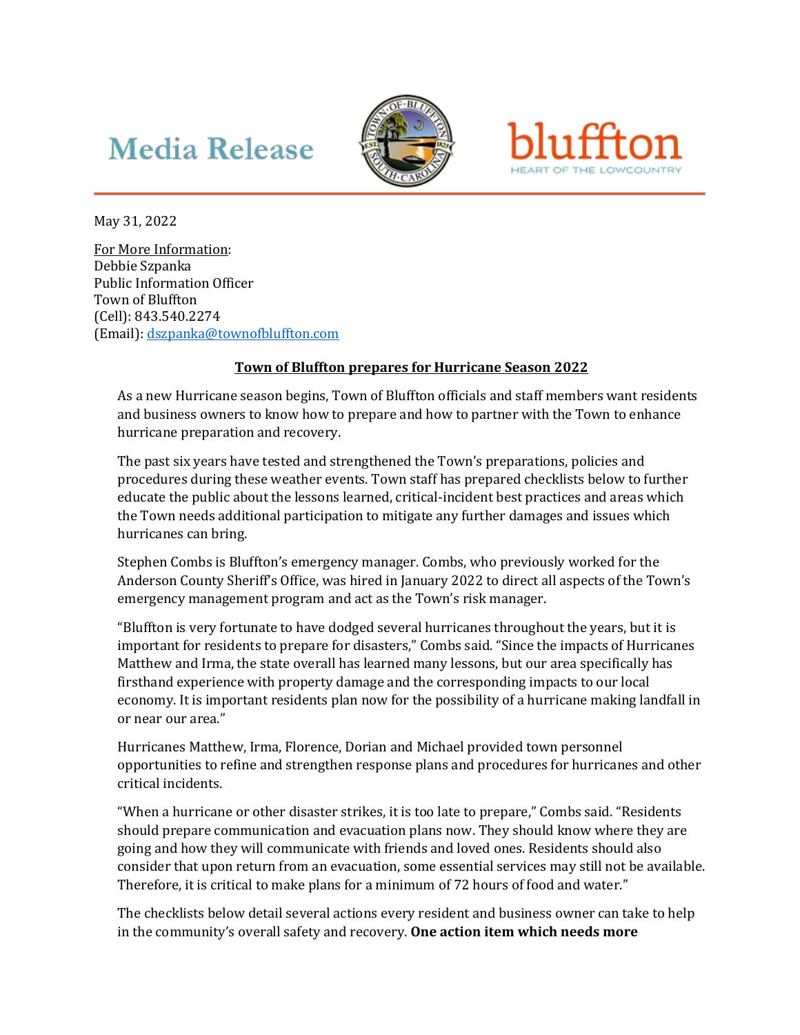Media Release

bluffton
HEART OF THE LOWCOUNTRY

May 31, 2022

For More Information:
Debbie Szpanka
Public Information Officer
Town of Bluffton
(Cell): 843.540.2274
(Email): dszpanka@townofbluffton.com

## Town of Bluffton prepares for Hurricane Season 2022

As a new Hurricane season begins, Town of Bluffton officials and staff members want residents and business owners to know how to prepare and how to partner with the Town to enhance hurricane preparation and recovery.

The past six years have tested and strengthened the Town's preparations, policies and procedures during these weather events. Town staff has prepared checklists below to further educate the public about the lessons learned, critical-incident best practices and areas which the Town needs additional participation to mitigate any further damages and issues which hurricanes can bring.

Stephen Combs is Bluffton's emergency manager. Combs, who previously worked for the Anderson County Sheriff's Office, was hired in January 2022 to direct all aspects of the Town's emergency management program and act as the Town's risk manager.

"Bluffton is very fortunate to have dodged several hurricanes throughout the years, but it is important for residents to prepare for disasters," Combs said. "Since the impacts of Hurricanes Matthew and Irma, the state overall has learned many lessons, but our area specifically has firsthand experience with property damage and the corresponding impacts to our local economy. It is important residents plan now for the possibility of a hurricane making landfall in or near our area."

Hurricanes Matthew, Irma, Florence, Dorian and Michael provided town personnel opportunities to refine and strengthen response plans and procedures for hurricanes and other critical incidents.

"When a hurricane or other disaster strikes, it is too late to prepare," Combs said. "Residents should prepare communication and evacuation plans now. They should know where they are going and how they will communicate with friends and loved ones. Residents should also consider that upon return from an evacuation, some essential services may still not be available. Therefore, it is critical to make plans for a minimum of 72 hours of food and water."

The checklists below detail several actions every resident and business owner can take to help in the community's overall safety and recovery. **One action item which needs more**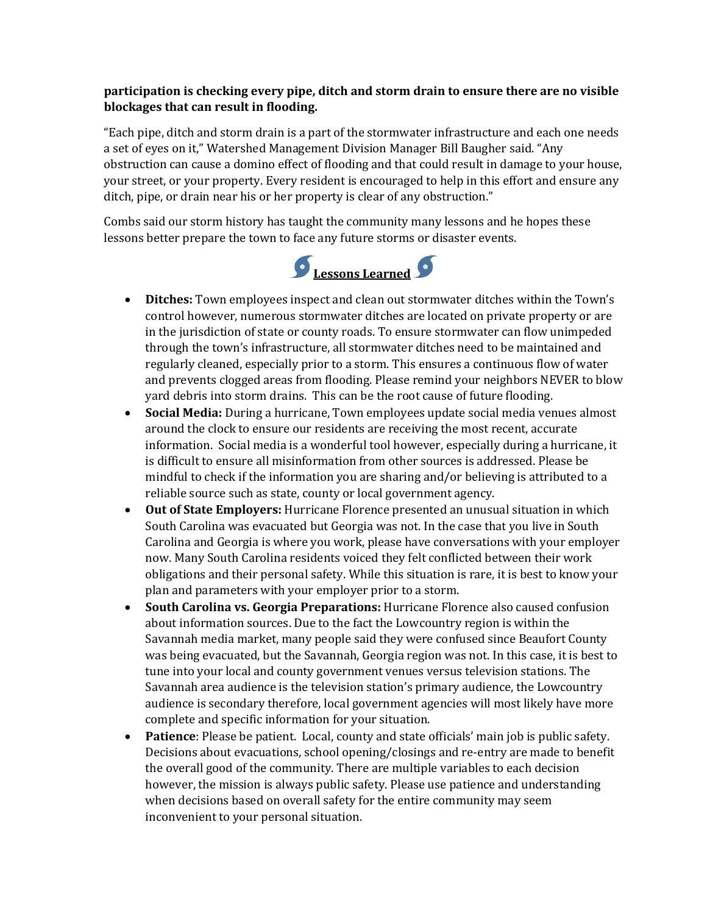**participation is checking every pipe, ditch and storm drain to ensure there are no visible blockages that can result in flooding.**

"Each pipe, ditch and storm drain is a part of the stormwater infrastructure and each one needs a set of eyes on it," Watershed Management Division Manager Bill Baugher said. "Any obstruction can cause a domino effect of flooding and that could result in damage to your house, your street, or your property. Every resident is encouraged to help in this effort and ensure any ditch, pipe, or drain near his or her property is clear of any obstruction."

Combs said our storm history has taught the community many lessons and he hopes these lessons better prepare the town to face any future storms or disaster events.

## **Lessons Learned**

- **Ditches:** Town employees inspect and clean out stormwater ditches within the Town's control however, numerous stormwater ditches are located on private property or are in the jurisdiction of state or county roads. To ensure stormwater can flow unimpeded through the town's infrastructure, all stormwater ditches need to be maintained and regularly cleaned, especially prior to a storm. This ensures a continuous flow of water and prevents clogged areas from flooding. Please remind your neighbors NEVER to blow yard debris into storm drains. This can be the root cause of future flooding.
- **Social Media:** During a hurricane, Town employees update social media venues almost around the clock to ensure our residents are receiving the most recent, accurate information. Social media is a wonderful tool however, especially during a hurricane, it is difficult to ensure all misinformation from other sources is addressed. Please be mindful to check if the information you are sharing and/or believing is attributed to a reliable source such as state, county or local government agency.
- **Out of State Employers:** Hurricane Florence presented an unusual situation in which South Carolina was evacuated but Georgia was not. In the case that you live in South Carolina and Georgia is where you work, please have conversations with your employer now. Many South Carolina residents voiced they felt conflicted between their work obligations and their personal safety. While this situation is rare, it is best to know your plan and parameters with your employer prior to a storm.
- **South Carolina vs. Georgia Preparations:** Hurricane Florence also caused confusion about information sources. Due to the fact the Lowcountry region is within the Savannah media market, many people said they were confused since Beaufort County was being evacuated, but the Savannah, Georgia region was not. In this case, it is best to tune into your local and county government venues versus television stations. The Savannah area audience is the television station's primary audience, the Lowcountry audience is secondary therefore, local government agencies will most likely have more complete and specific information for your situation.
- **Patience**: Please be patient. Local, county and state officials' main job is public safety. Decisions about evacuations, school opening/closings and re-entry are made to benefit the overall good of the community. There are multiple variables to each decision however, the mission is always public safety. Please use patience and understanding when decisions based on overall safety for the entire community may seem inconvenient to your personal situation.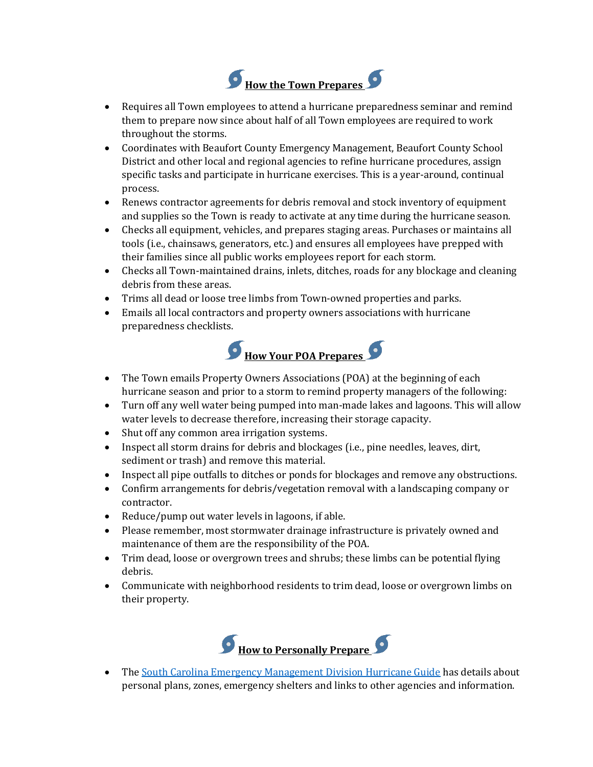## How the Town Prepares

- Requires all Town employees to attend a hurricane preparedness seminar and remind them to prepare now since about half of all Town employees are required to work throughout the storms.
- Coordinates with Beaufort County Emergency Management, Beaufort County School District and other local and regional agencies to refine hurricane procedures, assign specific tasks and participate in hurricane exercises. This is a year-around, continual process.
- Renews contractor agreements for debris removal and stock inventory of equipment and supplies so the Town is ready to activate at any time during the hurricane season.
- Checks all equipment, vehicles, and prepares staging areas. Purchases or maintains all tools (i.e., chainsaws, generators, etc.) and ensures all employees have prepped with their families since all public works employees report for each storm.
- Checks all Town-maintained drains, inlets, ditches, roads for any blockage and cleaning debris from these areas.
- Trims all dead or loose tree limbs from Town-owned properties and parks.
- Emails all local contractors and property owners associations with hurricane preparedness checklists.

## How Your POA Prepares

- The Town emails Property Owners Associations (POA) at the beginning of each hurricane season and prior to a storm to remind property managers of the following:
- Turn off any well water being pumped into man-made lakes and lagoons. This will allow water levels to decrease therefore, increasing their storage capacity.
- Shut off any common area irrigation systems.
- Inspect all storm drains for debris and blockages (i.e., pine needles, leaves, dirt, sediment or trash) and remove this material.
- Inspect all pipe outfalls to ditches or ponds for blockages and remove any obstructions.
- Confirm arrangements for debris/vegetation removal with a landscaping company or contractor.
- Reduce/pump out water levels in lagoons, if able.
- Please remember, most stormwater drainage infrastructure is privately owned and maintenance of them are the responsibility of the POA.
- Trim dead, loose or overgrown trees and shrubs; these limbs can be potential flying debris.
- Communicate with neighborhood residents to trim dead, loose or overgrown limbs on their property.

## How to Personally Prepare

- The South Carolina Emergency Management Division Hurricane Guide has details about personal plans, zones, emergency shelters and links to other agencies and information.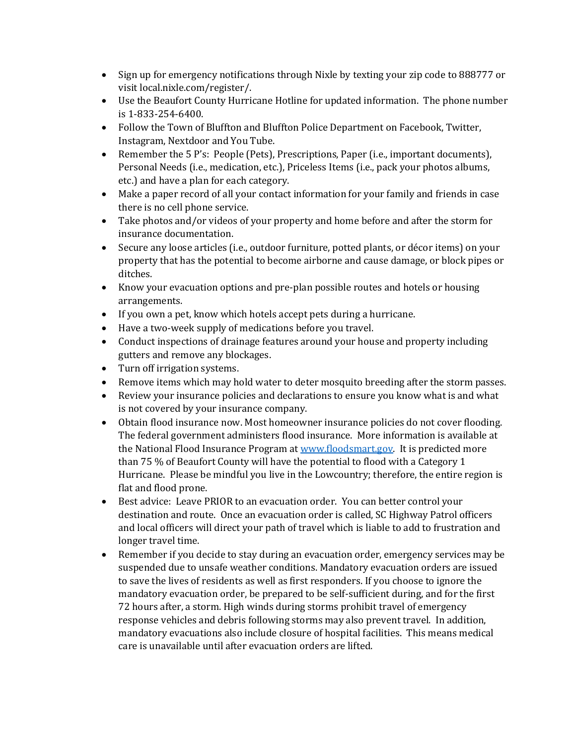- Sign up for emergency notifications through Nixle by texting your zip code to 888777 or visit local.nixle.com/register/.
- Use the Beaufort County Hurricane Hotline for updated information. The phone number is 1-833-254-6400.
- Follow the Town of Bluffton and Bluffton Police Department on Facebook, Twitter, Instagram, Nextdoor and You Tube.
- Remember the 5 P's: People (Pets), Prescriptions, Paper (i.e., important documents), Personal Needs (i.e., medication, etc.), Priceless Items (i.e., pack your photos albums, etc.) and have a plan for each category.
- Make a paper record of all your contact information for your family and friends in case there is no cell phone service.
- Take photos and/or videos of your property and home before and after the storm for insurance documentation.
- Secure any loose articles (i.e., outdoor furniture, potted plants, or décor items) on your property that has the potential to become airborne and cause damage, or block pipes or ditches.
- Know your evacuation options and pre-plan possible routes and hotels or housing arrangements.
- If you own a pet, know which hotels accept pets during a hurricane.
- Have a two-week supply of medications before you travel.
- Conduct inspections of drainage features around your house and property including gutters and remove any blockages.
- Turn off irrigation systems.
- Remove items which may hold water to deter mosquito breeding after the storm passes.
- Review your insurance policies and declarations to ensure you know what is and what is not covered by your insurance company.
- Obtain flood insurance now. Most homeowner insurance policies do not cover flooding. The federal government administers flood insurance. More information is available at the National Flood Insurance Program at [www.floodsmart.gov](http://www.floodsmart.gov). It is predicted more than 75 % of Beaufort County will have the potential to flood with a Category 1 Hurricane. Please be mindful you live in the Lowcountry; therefore, the entire region is flat and flood prone.
- Best advice: Leave PRIOR to an evacuation order. You can better control your destination and route. Once an evacuation order is called, SC Highway Patrol officers and local officers will direct your path of travel which is liable to add to frustration and longer travel time.
- Remember if you decide to stay during an evacuation order, emergency services may be suspended due to unsafe weather conditions. Mandatory evacuation orders are issued to save the lives of residents as well as first responders. If you choose to ignore the mandatory evacuation order, be prepared to be self-sufficient during, and for the first 72 hours after, a storm. High winds during storms prohibit travel of emergency response vehicles and debris following storms may also prevent travel. In addition, mandatory evacuations also include closure of hospital facilities. This means medical care is unavailable until after evacuation orders are lifted.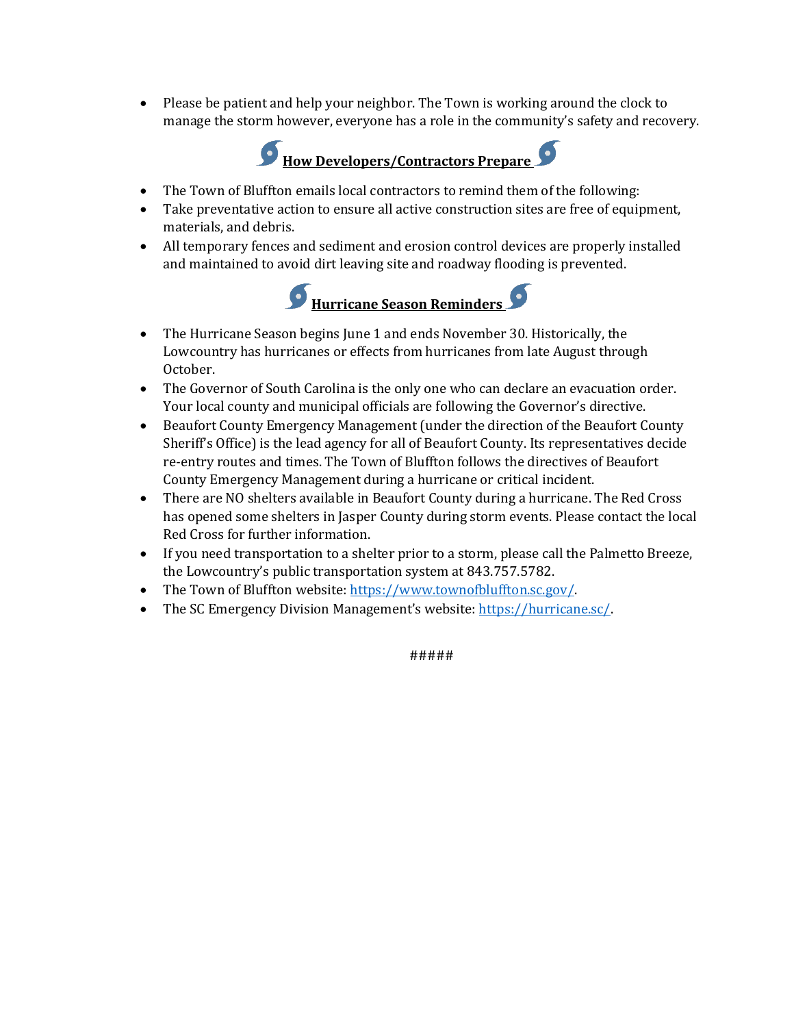- Please be patient and help your neighbor. The Town is working around the clock to manage the storm however, everyone has a role in the community's safety and recovery.

## **How Developers/Contractors Prepare**

- The Town of Bluffton emails local contractors to remind them of the following:
- Take preventative action to ensure all active construction sites are free of equipment, materials, and debris.
- All temporary fences and sediment and erosion control devices are properly installed and maintained to avoid dirt leaving site and roadway flooding is prevented.

## **Hurricane Season Reminders**

- The Hurricane Season begins June 1 and ends November 30. Historically, the Lowcountry has hurricanes or effects from hurricanes from late August through October.
- The Governor of South Carolina is the only one who can declare an evacuation order. Your local county and municipal officials are following the Governor's directive.
- Beaufort County Emergency Management (under the direction of the Beaufort County Sheriff's Office) is the lead agency for all of Beaufort County. Its representatives decide re-entry routes and times. The Town of Bluffton follows the directives of Beaufort County Emergency Management during a hurricane or critical incident.
- There are NO shelters available in Beaufort County during a hurricane. The Red Cross has opened some shelters in Jasper County during storm events. Please contact the local Red Cross for further information.
- If you need transportation to a shelter prior to a storm, please call the Palmetto Breeze, the Lowcountry's public transportation system at 843.757.5782.
- The Town of Bluffton website: [https://www.townofbluffton.sc.gov/](https://www.townofbluffton.sc.gov/).
- The SC Emergency Division Management's website: [https://hurricane.sc/](https://hurricane.sc/).

#####